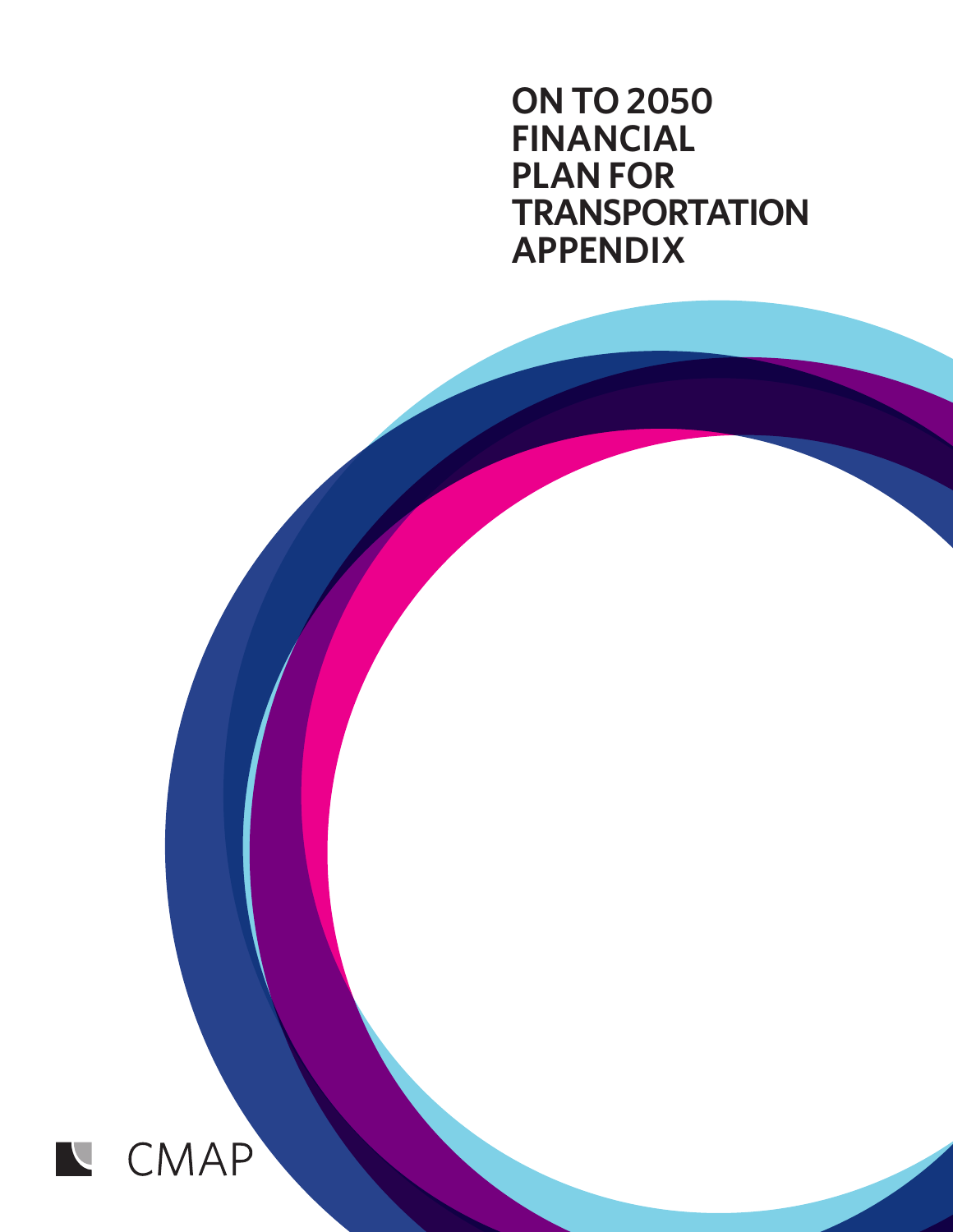# ON TO 2050 FINANCIAL PLAN FOR TRANSPORTATION APPENDIX

CMAP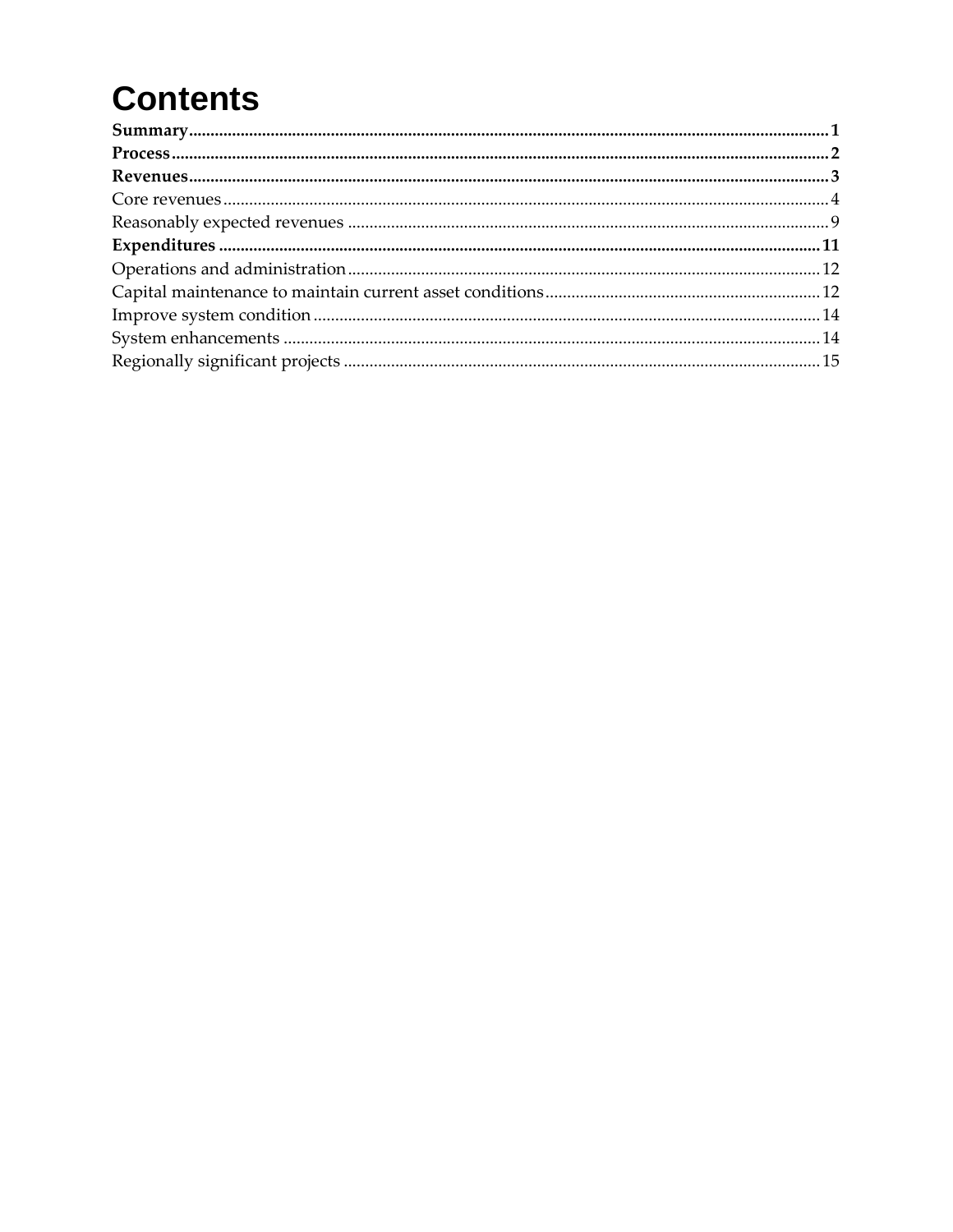# Contents

**Summary** .......... **1**
**Process** .......... **2**
**Revenues** .......... **3**
Core revenues .......... 4
Reasonably expected revenues .......... 9
**Expenditures** .......... **11**
Operations and administration .......... 12
Capital maintenance to maintain current asset conditions .......... 12
Improve system condition .......... 14
System enhancements .......... 14
Regionally significant projects .......... 15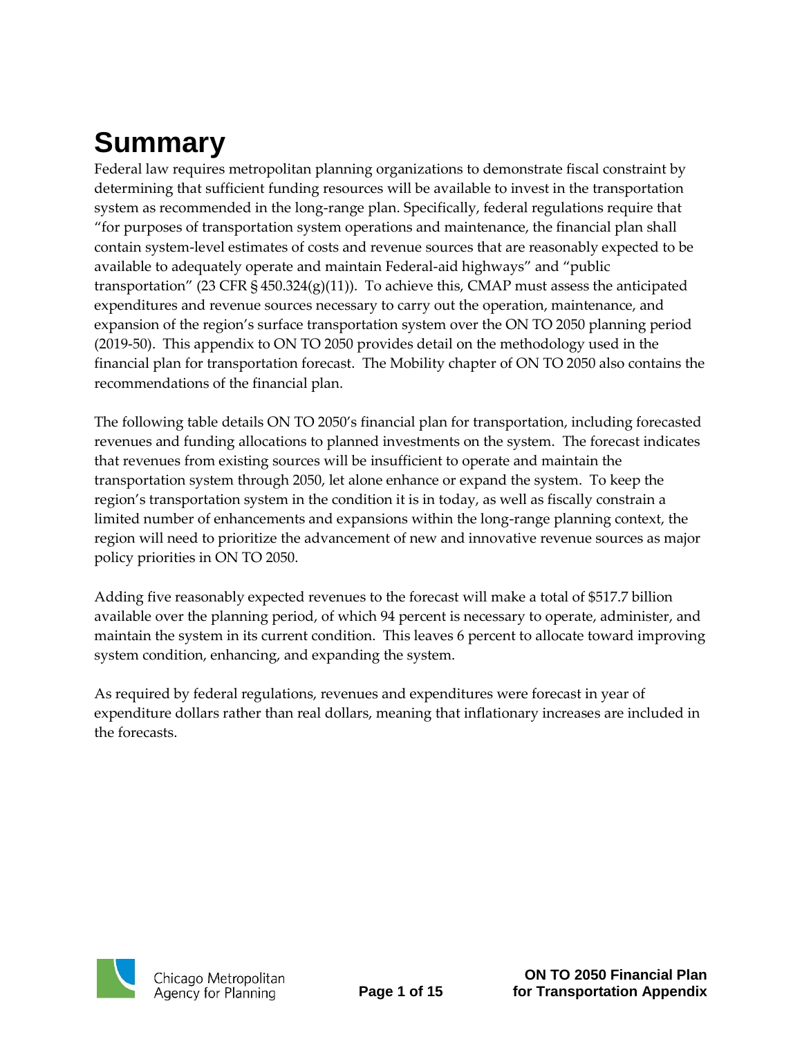# Summary

Federal law requires metropolitan planning organizations to demonstrate fiscal constraint by determining that sufficient funding resources will be available to invest in the transportation system as recommended in the long-range plan. Specifically, federal regulations require that "for purposes of transportation system operations and maintenance, the financial plan shall contain system-level estimates of costs and revenue sources that are reasonably expected to be available to adequately operate and maintain Federal-aid highways" and "public transportation" (23 CFR § 450.324(g)(11)). To achieve this, CMAP must assess the anticipated expenditures and revenue sources necessary to carry out the operation, maintenance, and expansion of the region's surface transportation system over the ON TO 2050 planning period (2019-50). This appendix to ON TO 2050 provides detail on the methodology used in the financial plan for transportation forecast. The Mobility chapter of ON TO 2050 also contains the recommendations of the financial plan.

The following table details ON TO 2050's financial plan for transportation, including forecasted revenues and funding allocations to planned investments on the system. The forecast indicates that revenues from existing sources will be insufficient to operate and maintain the transportation system through 2050, let alone enhance or expand the system. To keep the region's transportation system in the condition it is in today, as well as fiscally constrain a limited number of enhancements and expansions within the long-range planning context, the region will need to prioritize the advancement of new and innovative revenue sources as major policy priorities in ON TO 2050.

Adding five reasonably expected revenues to the forecast will make a total of $517.7 billion available over the planning period, of which 94 percent is necessary to operate, administer, and maintain the system in its current condition. This leaves 6 percent to allocate toward improving system condition, enhancing, and expanding the system.

As required by federal regulations, revenues and expenditures were forecast in year of expenditure dollars rather than real dollars, meaning that inflationary increases are included in the forecasts.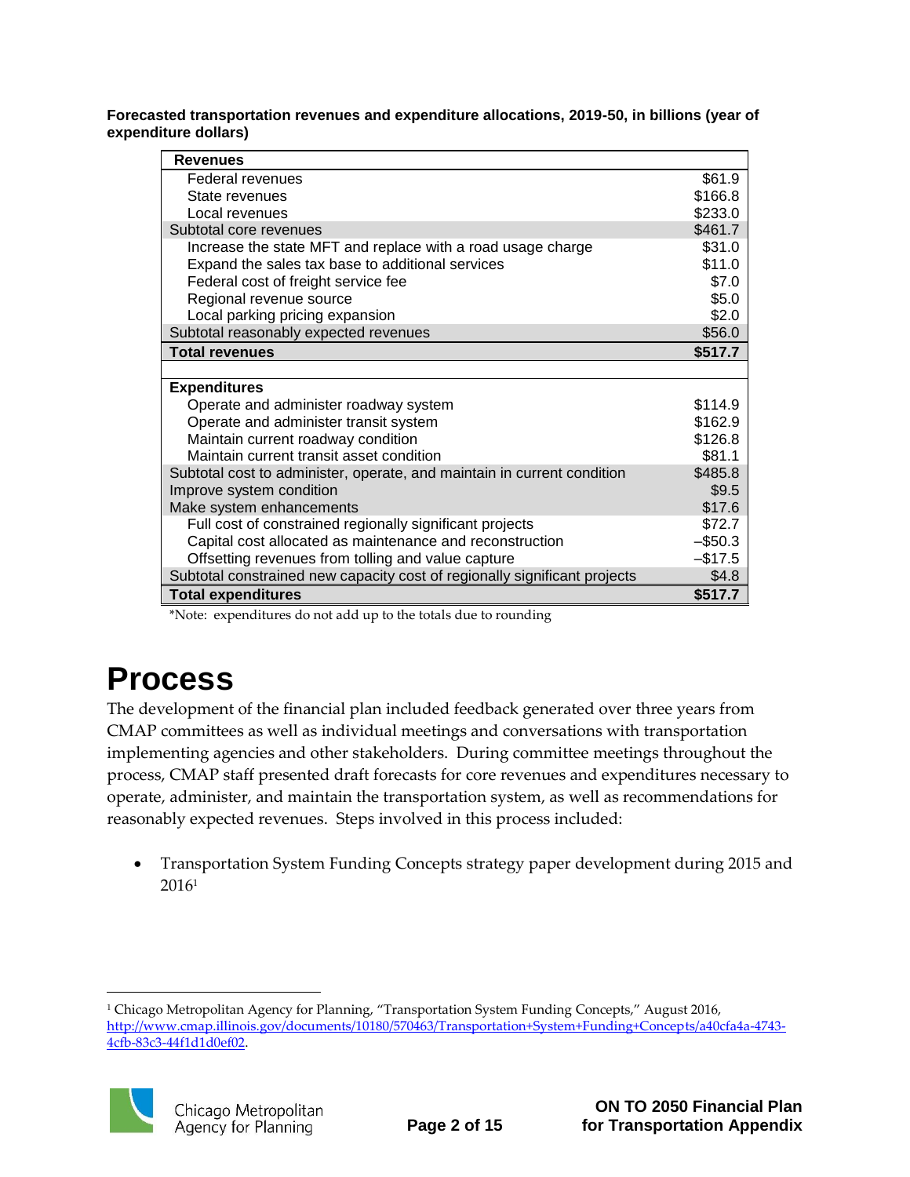**Forecasted transportation revenues and expenditure allocations, 2019-50, in billions (year of expenditure dollars)**

| Revenues | |
|---|---|
| Federal revenues | $61.9 |
| State revenues | $166.8 |
| Local revenues | $233.0 |
| Subtotal core revenues | $461.7 |
| Increase the state MFT and replace with a road usage charge | $31.0 |
| Expand the sales tax base to additional services | $11.0 |
| Federal cost of freight service fee | $7.0 |
| Regional revenue source | $5.0 |
| Local parking pricing expansion | $2.0 |
| Subtotal reasonably expected revenues | $56.0 |
| **Total revenues** | **$517.7** |
| | |
| **Expenditures** | |
| Operate and administer roadway system | $114.9 |
| Operate and administer transit system | $162.9 |
| Maintain current roadway condition | $126.8 |
| Maintain current transit asset condition | $81.1 |
| Subtotal cost to administer, operate, and maintain in current condition | $485.8 |
| Improve system condition | $9.5 |
| Make system enhancements | $17.6 |
| Full cost of constrained regionally significant projects | $72.7 |
| Capital cost allocated as maintenance and reconstruction | –$50.3 |
| Offsetting revenues from tolling and value capture | –$17.5 |
| Subtotal constrained new capacity cost of regionally significant projects | $4.8 |
| **Total expenditures** | **$517.7** |

*Note: expenditures do not add up to the totals due to rounding

# Process

The development of the financial plan included feedback generated over three years from CMAP committees as well as individual meetings and conversations with transportation implementing agencies and other stakeholders. During committee meetings throughout the process, CMAP staff presented draft forecasts for core revenues and expenditures necessary to operate, administer, and maintain the transportation system, as well as recommendations for reasonably expected revenues. Steps involved in this process included:

- Transportation System Funding Concepts strategy paper development during 2015 and 2016[1]

[1] Chicago Metropolitan Agency for Planning, "Transportation System Funding Concepts," August 2016, http://www.cmap.illinois.gov/documents/10180/570463/Transportation+System+Funding+Concepts/a40cfa4a-4743-4cfb-83c3-44f1d1d0ef02.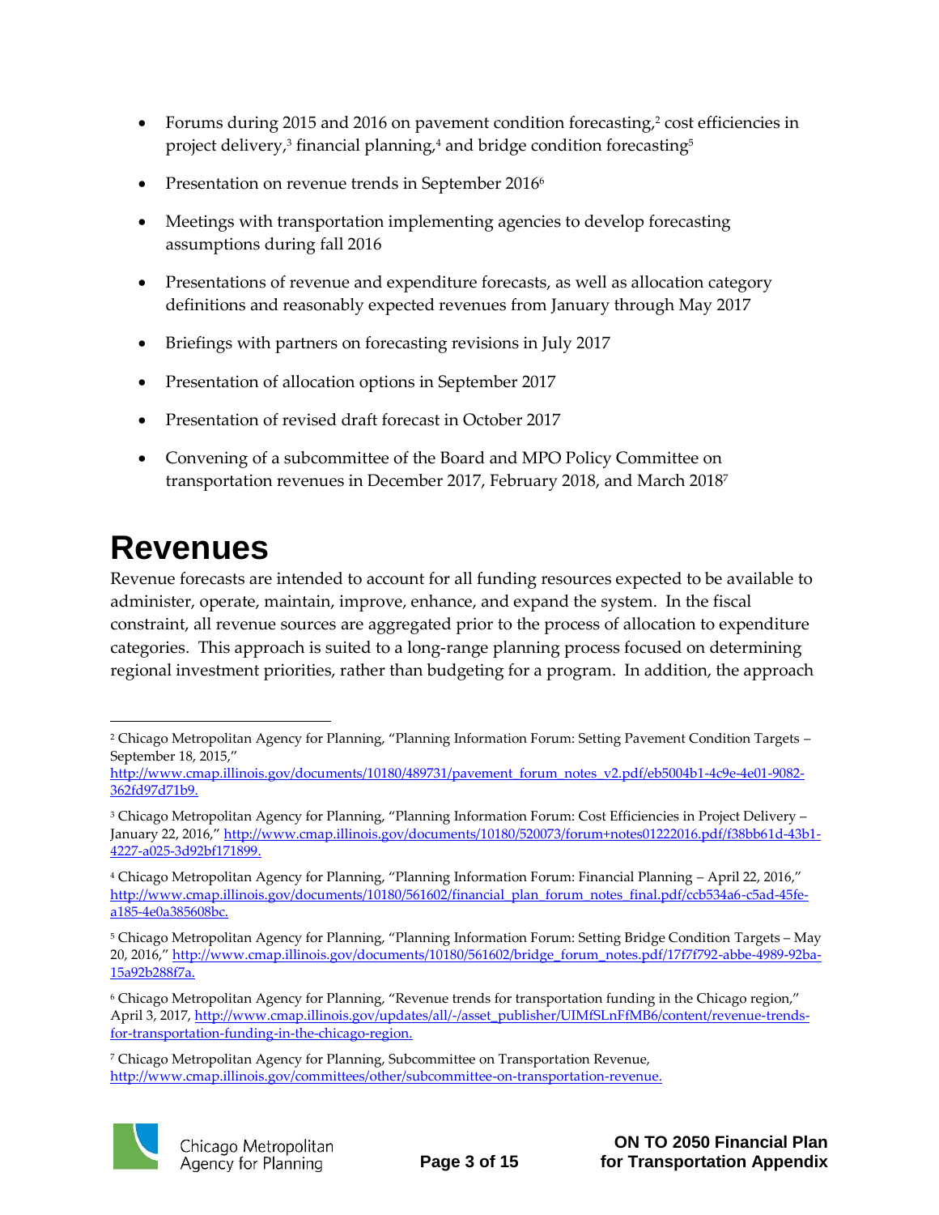- Forums during 2015 and 2016 on pavement condition forecasting,[2] cost efficiencies in project delivery,[3] financial planning,[4] and bridge condition forecasting[5]
- Presentation on revenue trends in September 2016[6]
- Meetings with transportation implementing agencies to develop forecasting assumptions during fall 2016
- Presentations of revenue and expenditure forecasts, as well as allocation category definitions and reasonably expected revenues from January through May 2017
- Briefings with partners on forecasting revisions in July 2017
- Presentation of allocation options in September 2017
- Presentation of revised draft forecast in October 2017
- Convening of a subcommittee of the Board and MPO Policy Committee on transportation revenues in December 2017, February 2018, and March 2018[7]

# Revenues

Revenue forecasts are intended to account for all funding resources expected to be available to administer, operate, maintain, improve, enhance, and expand the system. In the fiscal constraint, all revenue sources are aggregated prior to the process of allocation to expenditure categories. This approach is suited to a long-range planning process focused on determining regional investment priorities, rather than budgeting for a program. In addition, the approach

---

[2] Chicago Metropolitan Agency for Planning, "Planning Information Forum: Setting Pavement Condition Targets – September 18, 2015," http://www.cmap.illinois.gov/documents/10180/489731/pavement_forum_notes_v2.pdf/eb5004b1-4c9e-4e01-9082-362fd97d71b9.

[3] Chicago Metropolitan Agency for Planning, "Planning Information Forum: Cost Efficiencies in Project Delivery – January 22, 2016," http://www.cmap.illinois.gov/documents/10180/520073/forum+notes01222016.pdf/f38bb61d-43b1-4227-a025-3d92bf171899.

[4] Chicago Metropolitan Agency for Planning, "Planning Information Forum: Financial Planning – April 22, 2016," http://www.cmap.illinois.gov/documents/10180/561602/financial_plan_forum_notes_final.pdf/ccb534a6-c5ad-45fe-a185-4e0a385608bc.

[5] Chicago Metropolitan Agency for Planning, "Planning Information Forum: Setting Bridge Condition Targets – May 20, 2016," http://www.cmap.illinois.gov/documents/10180/561602/bridge_forum_notes.pdf/17f7f792-abbe-4989-92ba-15a92b288f7a.

[6] Chicago Metropolitan Agency for Planning, "Revenue trends for transportation funding in the Chicago region," April 3, 2017, http://www.cmap.illinois.gov/updates/all/-/asset_publisher/UIMfSLnFfMB6/content/revenue-trends-for-transportation-funding-in-the-chicago-region.

[7] Chicago Metropolitan Agency for Planning, Subcommittee on Transportation Revenue, http://www.cmap.illinois.gov/committees/other/subcommittee-on-transportation-revenue.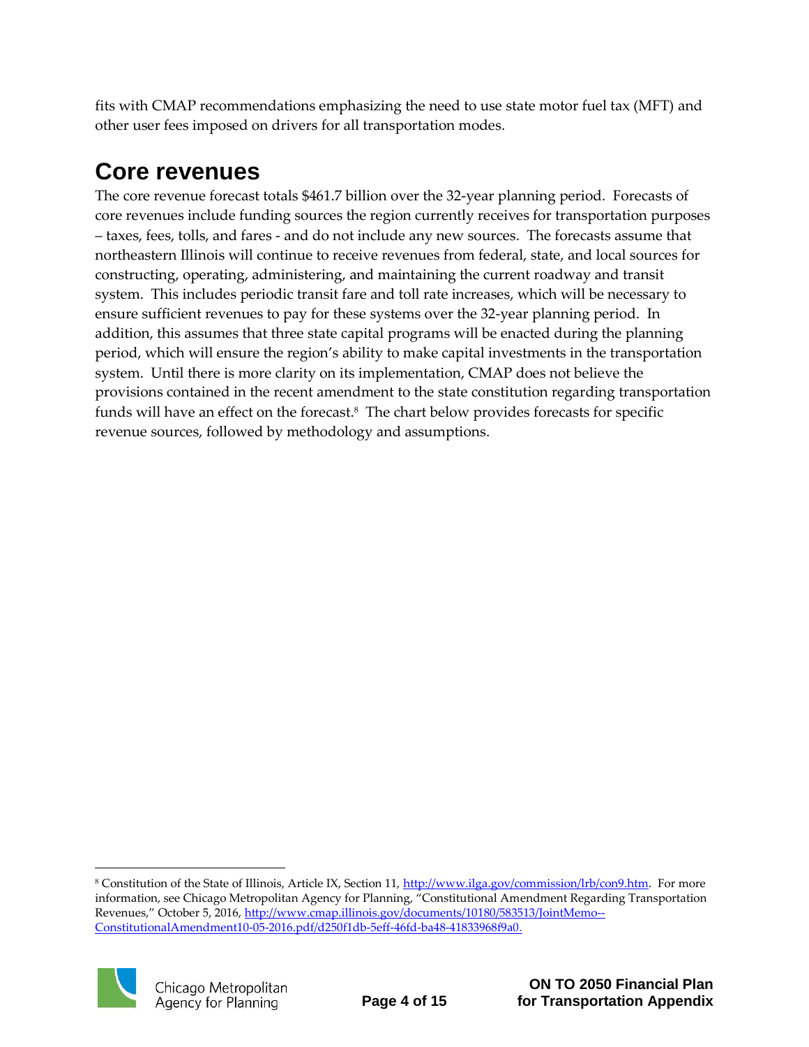fits with CMAP recommendations emphasizing the need to use state motor fuel tax (MFT) and other user fees imposed on drivers for all transportation modes.

## Core revenues

The core revenue forecast totals $461.7 billion over the 32-year planning period. Forecasts of core revenues include funding sources the region currently receives for transportation purposes – taxes, fees, tolls, and fares - and do not include any new sources. The forecasts assume that northeastern Illinois will continue to receive revenues from federal, state, and local sources for constructing, operating, administering, and maintaining the current roadway and transit system. This includes periodic transit fare and toll rate increases, which will be necessary to ensure sufficient revenues to pay for these systems over the 32-year planning period. In addition, this assumes that three state capital programs will be enacted during the planning period, which will ensure the region's ability to make capital investments in the transportation system. Until there is more clarity on its implementation, CMAP does not believe the provisions contained in the recent amendment to the state constitution regarding transportation funds will have an effect on the forecast.[8] The chart below provides forecasts for specific revenue sources, followed by methodology and assumptions.

---

[8] Constitution of the State of Illinois, Article IX, Section 11, http://www.ilga.gov/commission/lrb/con9.htm. For more information, see Chicago Metropolitan Agency for Planning, "Constitutional Amendment Regarding Transportation Revenues," October 5, 2016, http://www.cmap.illinois.gov/documents/10180/583513/JointMemo--ConstitutionalAmendment10-05-2016.pdf/d250f1db-5eff-46fd-ba48-41833968f9a0.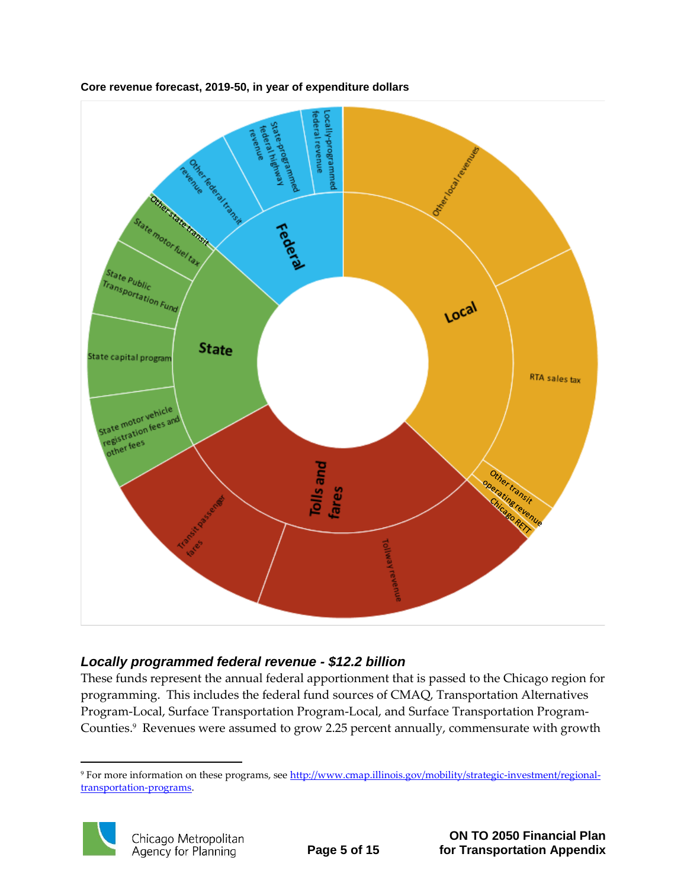**Core revenue forecast, 2019-50, in year of expenditure dollars**

### *Locally programmed federal revenue - $12.2 billion*

These funds represent the annual federal apportionment that is passed to the Chicago region for programming. This includes the federal fund sources of CMAQ, Transportation Alternatives Program-Local, Surface Transportation Program-Local, and Surface Transportation Program-Counties.[9] Revenues were assumed to grow 2.25 percent annually, commensurate with growth

[9] For more information on these programs, see http://www.cmap.illinois.gov/mobility/strategic-investment/regional-transportation-programs.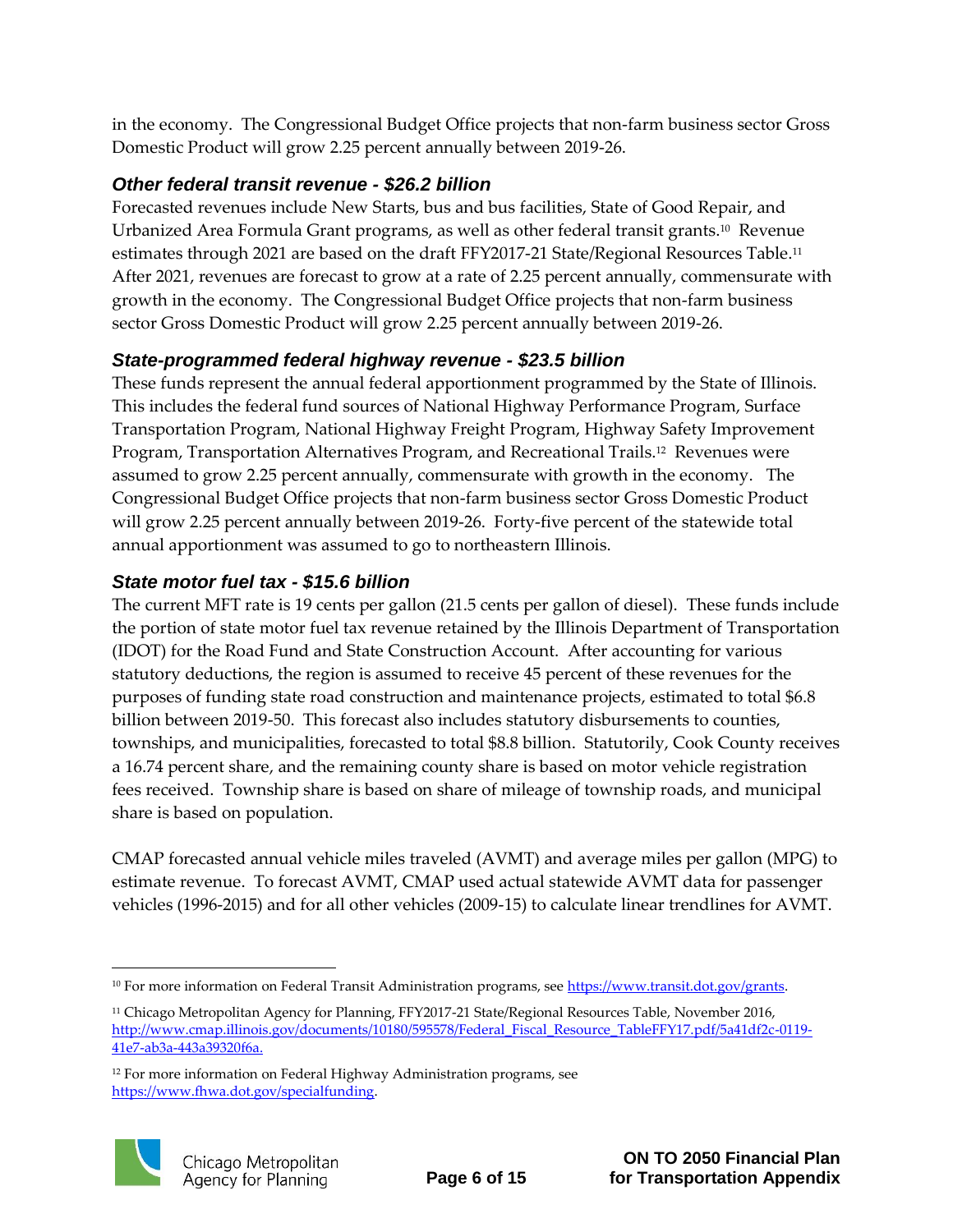in the economy. The Congressional Budget Office projects that non-farm business sector Gross Domestic Product will grow 2.25 percent annually between 2019-26.

### *Other federal transit revenue - $26.2 billion*

Forecasted revenues include New Starts, bus and bus facilities, State of Good Repair, and Urbanized Area Formula Grant programs, as well as other federal transit grants.[10] Revenue estimates through 2021 are based on the draft FFY2017-21 State/Regional Resources Table.[11] After 2021, revenues are forecast to grow at a rate of 2.25 percent annually, commensurate with growth in the economy. The Congressional Budget Office projects that non-farm business sector Gross Domestic Product will grow 2.25 percent annually between 2019-26.

### *State-programmed federal highway revenue - $23.5 billion*

These funds represent the annual federal apportionment programmed by the State of Illinois. This includes the federal fund sources of National Highway Performance Program, Surface Transportation Program, National Highway Freight Program, Highway Safety Improvement Program, Transportation Alternatives Program, and Recreational Trails.[12] Revenues were assumed to grow 2.25 percent annually, commensurate with growth in the economy. The Congressional Budget Office projects that non-farm business sector Gross Domestic Product will grow 2.25 percent annually between 2019-26. Forty-five percent of the statewide total annual apportionment was assumed to go to northeastern Illinois.

### *State motor fuel tax - $15.6 billion*

The current MFT rate is 19 cents per gallon (21.5 cents per gallon of diesel). These funds include the portion of state motor fuel tax revenue retained by the Illinois Department of Transportation (IDOT) for the Road Fund and State Construction Account. After accounting for various statutory deductions, the region is assumed to receive 45 percent of these revenues for the purposes of funding state road construction and maintenance projects, estimated to total $6.8 billion between 2019-50. This forecast also includes statutory disbursements to counties, townships, and municipalities, forecasted to total $8.8 billion. Statutorily, Cook County receives a 16.74 percent share, and the remaining county share is based on motor vehicle registration fees received. Township share is based on share of mileage of township roads, and municipal share is based on population.

CMAP forecasted annual vehicle miles traveled (AVMT) and average miles per gallon (MPG) to estimate revenue. To forecast AVMT, CMAP used actual statewide AVMT data for passenger vehicles (1996-2015) and for all other vehicles (2009-15) to calculate linear trendlines for AVMT.

---

[10] For more information on Federal Transit Administration programs, see https://www.transit.dot.gov/grants.

[11] Chicago Metropolitan Agency for Planning, FFY2017-21 State/Regional Resources Table, November 2016, http://www.cmap.illinois.gov/documents/10180/595578/Federal_Fiscal_Resource_TableFFY17.pdf/5a41df2c-0119-41e7-ab3a-443a39320f6a.

[12] For more information on Federal Highway Administration programs, see https://www.fhwa.dot.gov/specialfunding.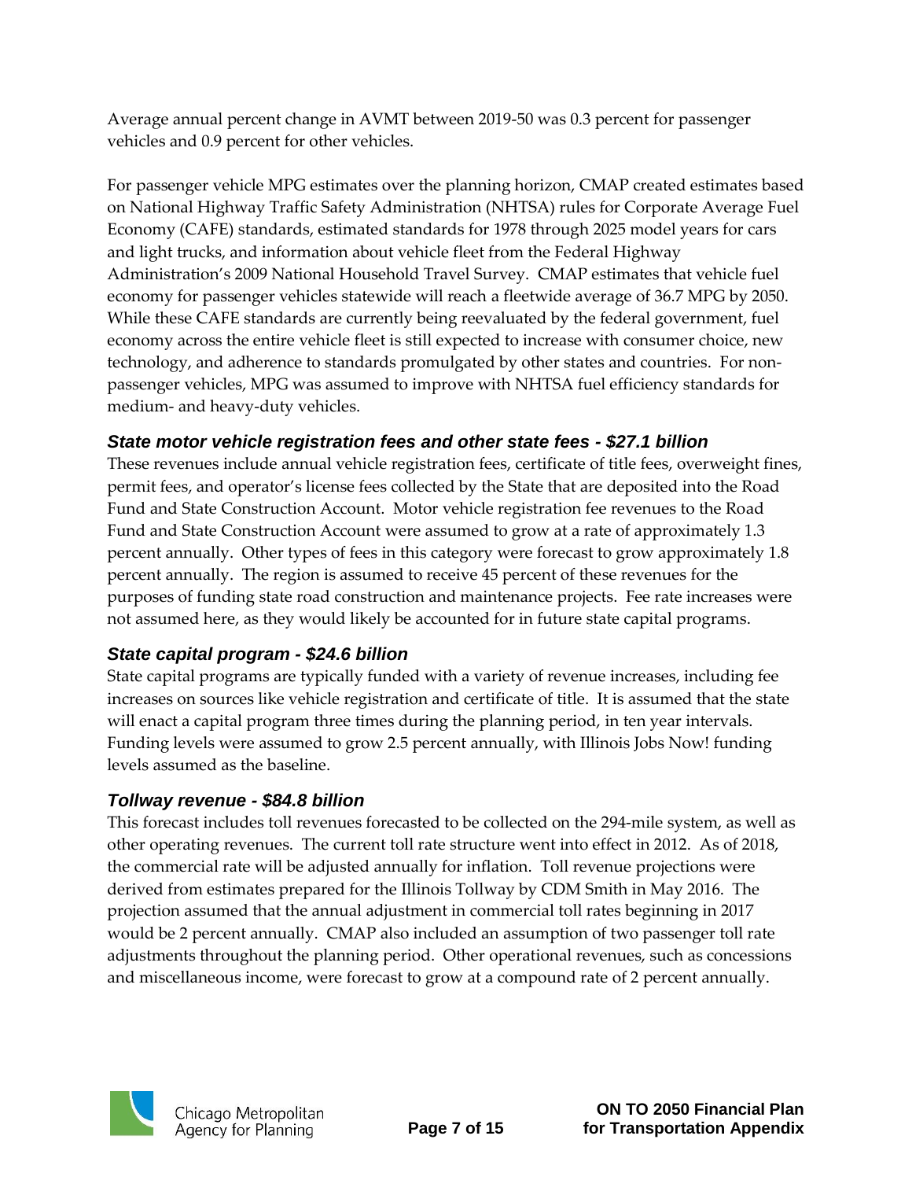Average annual percent change in AVMT between 2019-50 was 0.3 percent for passenger vehicles and 0.9 percent for other vehicles.

For passenger vehicle MPG estimates over the planning horizon, CMAP created estimates based on National Highway Traffic Safety Administration (NHTSA) rules for Corporate Average Fuel Economy (CAFE) standards, estimated standards for 1978 through 2025 model years for cars and light trucks, and information about vehicle fleet from the Federal Highway Administration's 2009 National Household Travel Survey. CMAP estimates that vehicle fuel economy for passenger vehicles statewide will reach a fleetwide average of 36.7 MPG by 2050. While these CAFE standards are currently being reevaluated by the federal government, fuel economy across the entire vehicle fleet is still expected to increase with consumer choice, new technology, and adherence to standards promulgated by other states and countries. For non-passenger vehicles, MPG was assumed to improve with NHTSA fuel efficiency standards for medium- and heavy-duty vehicles.

### *State motor vehicle registration fees and other state fees - $27.1 billion*

These revenues include annual vehicle registration fees, certificate of title fees, overweight fines, permit fees, and operator's license fees collected by the State that are deposited into the Road Fund and State Construction Account. Motor vehicle registration fee revenues to the Road Fund and State Construction Account were assumed to grow at a rate of approximately 1.3 percent annually. Other types of fees in this category were forecast to grow approximately 1.8 percent annually. The region is assumed to receive 45 percent of these revenues for the purposes of funding state road construction and maintenance projects. Fee rate increases were not assumed here, as they would likely be accounted for in future state capital programs.

### *State capital program - $24.6 billion*

State capital programs are typically funded with a variety of revenue increases, including fee increases on sources like vehicle registration and certificate of title. It is assumed that the state will enact a capital program three times during the planning period, in ten year intervals. Funding levels were assumed to grow 2.5 percent annually, with Illinois Jobs Now! funding levels assumed as the baseline.

### *Tollway revenue - $84.8 billion*

This forecast includes toll revenues forecasted to be collected on the 294-mile system, as well as other operating revenues. The current toll rate structure went into effect in 2012. As of 2018, the commercial rate will be adjusted annually for inflation. Toll revenue projections were derived from estimates prepared for the Illinois Tollway by CDM Smith in May 2016. The projection assumed that the annual adjustment in commercial toll rates beginning in 2017 would be 2 percent annually. CMAP also included an assumption of two passenger toll rate adjustments throughout the planning period. Other operational revenues, such as concessions and miscellaneous income, were forecast to grow at a compound rate of 2 percent annually.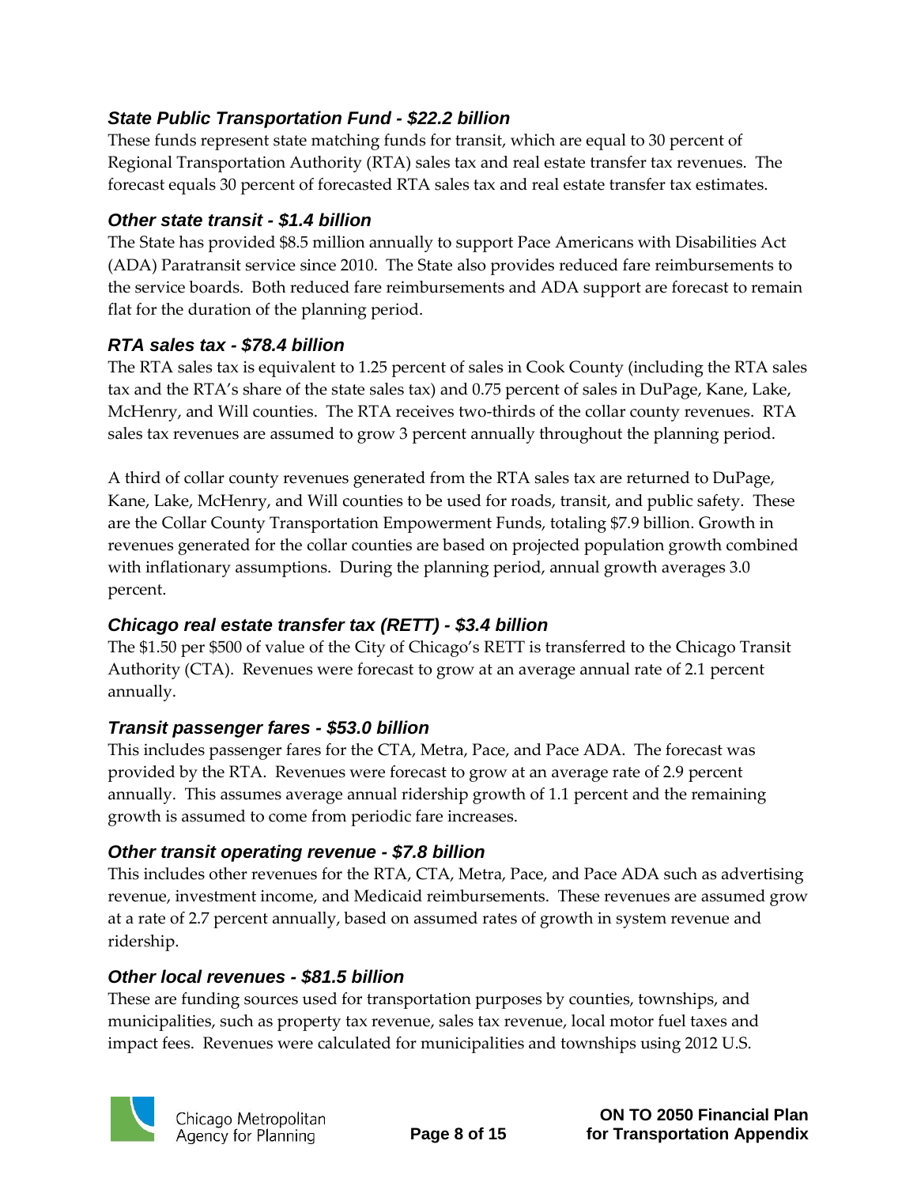### *State Public Transportation Fund - $22.2 billion*

These funds represent state matching funds for transit, which are equal to 30 percent of Regional Transportation Authority (RTA) sales tax and real estate transfer tax revenues. The forecast equals 30 percent of forecasted RTA sales tax and real estate transfer tax estimates.

### *Other state transit - $1.4 billion*

The State has provided $8.5 million annually to support Pace Americans with Disabilities Act (ADA) Paratransit service since 2010. The State also provides reduced fare reimbursements to the service boards. Both reduced fare reimbursements and ADA support are forecast to remain flat for the duration of the planning period.

### *RTA sales tax - $78.4 billion*

The RTA sales tax is equivalent to 1.25 percent of sales in Cook County (including the RTA sales tax and the RTA's share of the state sales tax) and 0.75 percent of sales in DuPage, Kane, Lake, McHenry, and Will counties. The RTA receives two-thirds of the collar county revenues. RTA sales tax revenues are assumed to grow 3 percent annually throughout the planning period.

A third of collar county revenues generated from the RTA sales tax are returned to DuPage, Kane, Lake, McHenry, and Will counties to be used for roads, transit, and public safety. These are the Collar County Transportation Empowerment Funds, totaling $7.9 billion. Growth in revenues generated for the collar counties are based on projected population growth combined with inflationary assumptions. During the planning period, annual growth averages 3.0 percent.

### *Chicago real estate transfer tax (RETT) - $3.4 billion*

The $1.50 per $500 of value of the City of Chicago's RETT is transferred to the Chicago Transit Authority (CTA). Revenues were forecast to grow at an average annual rate of 2.1 percent annually.

### *Transit passenger fares - $53.0 billion*

This includes passenger fares for the CTA, Metra, Pace, and Pace ADA. The forecast was provided by the RTA. Revenues were forecast to grow at an average rate of 2.9 percent annually. This assumes average annual ridership growth of 1.1 percent and the remaining growth is assumed to come from periodic fare increases.

### *Other transit operating revenue - $7.8 billion*

This includes other revenues for the RTA, CTA, Metra, Pace, and Pace ADA such as advertising revenue, investment income, and Medicaid reimbursements. These revenues are assumed grow at a rate of 2.7 percent annually, based on assumed rates of growth in system revenue and ridership.

### *Other local revenues - $81.5 billion*

These are funding sources used for transportation purposes by counties, townships, and municipalities, such as property tax revenue, sales tax revenue, local motor fuel taxes and impact fees. Revenues were calculated for municipalities and townships using 2012 U.S.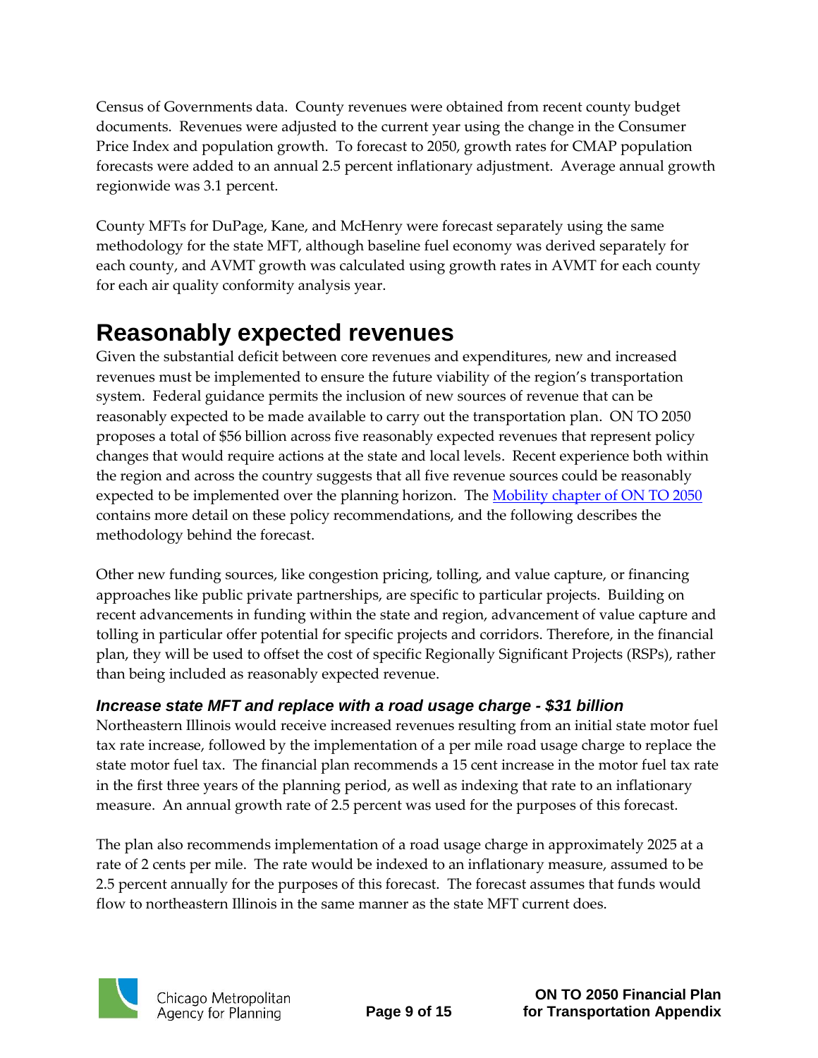Census of Governments data. County revenues were obtained from recent county budget documents. Revenues were adjusted to the current year using the change in the Consumer Price Index and population growth. To forecast to 2050, growth rates for CMAP population forecasts were added to an annual 2.5 percent inflationary adjustment. Average annual growth regionwide was 3.1 percent.

County MFTs for DuPage, Kane, and McHenry were forecast separately using the same methodology for the state MFT, although baseline fuel economy was derived separately for each county, and AVMT growth was calculated using growth rates in AVMT for each county for each air quality conformity analysis year.

# Reasonably expected revenues

Given the substantial deficit between core revenues and expenditures, new and increased revenues must be implemented to ensure the future viability of the region's transportation system. Federal guidance permits the inclusion of new sources of revenue that can be reasonably expected to be made available to carry out the transportation plan. ON TO 2050 proposes a total of $56 billion across five reasonably expected revenues that represent policy changes that would require actions at the state and local levels. Recent experience both within the region and across the country suggests that all five revenue sources could be reasonably expected to be implemented over the planning horizon. The [Mobility chapter of ON TO 2050] contains more detail on these policy recommendations, and the following describes the methodology behind the forecast.

Other new funding sources, like congestion pricing, tolling, and value capture, or financing approaches like public private partnerships, are specific to particular projects. Building on recent advancements in funding within the state and region, advancement of value capture and tolling in particular offer potential for specific projects and corridors. Therefore, in the financial plan, they will be used to offset the cost of specific Regionally Significant Projects (RSPs), rather than being included as reasonably expected revenue.

### *Increase state MFT and replace with a road usage charge - $31 billion*

Northeastern Illinois would receive increased revenues resulting from an initial state motor fuel tax rate increase, followed by the implementation of a per mile road usage charge to replace the state motor fuel tax. The financial plan recommends a 15 cent increase in the motor fuel tax rate in the first three years of the planning period, as well as indexing that rate to an inflationary measure. An annual growth rate of 2.5 percent was used for the purposes of this forecast.

The plan also recommends implementation of a road usage charge in approximately 2025 at a rate of 2 cents per mile. The rate would be indexed to an inflationary measure, assumed to be 2.5 percent annually for the purposes of this forecast. The forecast assumes that funds would flow to northeastern Illinois in the same manner as the state MFT current does.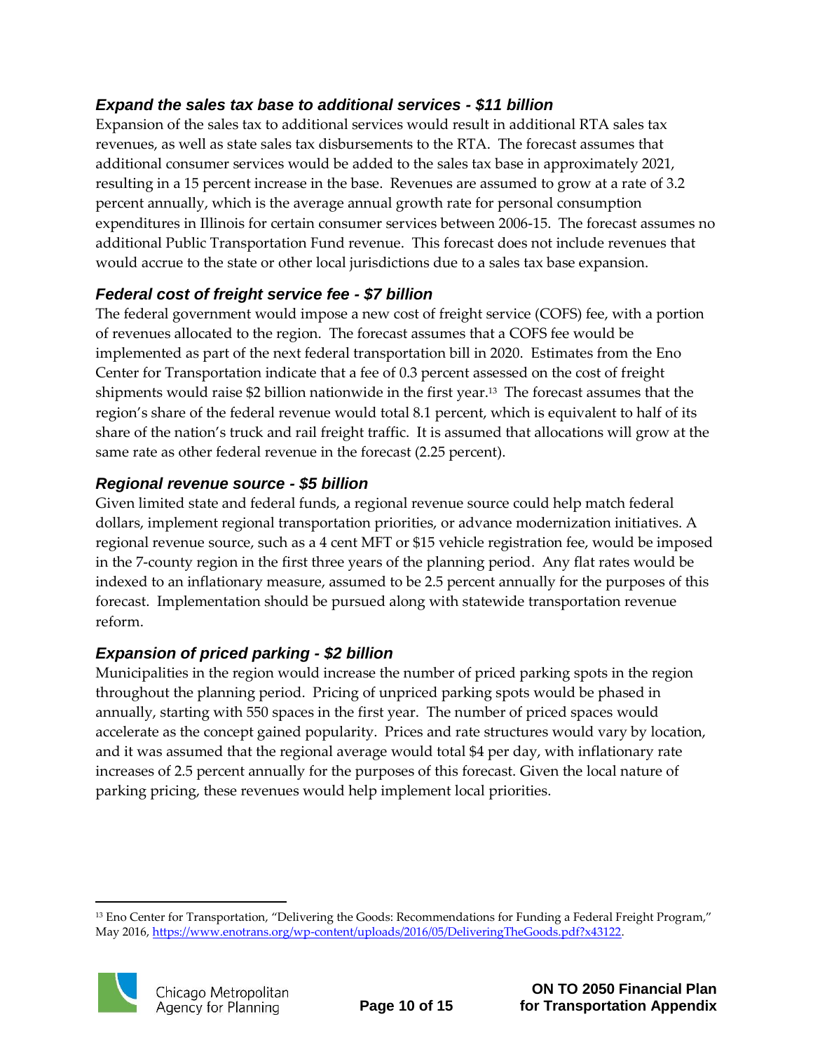### *Expand the sales tax base to additional services - $11 billion*

Expansion of the sales tax to additional services would result in additional RTA sales tax revenues, as well as state sales tax disbursements to the RTA. The forecast assumes that additional consumer services would be added to the sales tax base in approximately 2021, resulting in a 15 percent increase in the base. Revenues are assumed to grow at a rate of 3.2 percent annually, which is the average annual growth rate for personal consumption expenditures in Illinois for certain consumer services between 2006-15. The forecast assumes no additional Public Transportation Fund revenue. This forecast does not include revenues that would accrue to the state or other local jurisdictions due to a sales tax base expansion.

### *Federal cost of freight service fee - $7 billion*

The federal government would impose a new cost of freight service (COFS) fee, with a portion of revenues allocated to the region. The forecast assumes that a COFS fee would be implemented as part of the next federal transportation bill in 2020. Estimates from the Eno Center for Transportation indicate that a fee of 0.3 percent assessed on the cost of freight shipments would raise $2 billion nationwide in the first year.[13] The forecast assumes that the region's share of the federal revenue would total 8.1 percent, which is equivalent to half of its share of the nation's truck and rail freight traffic. It is assumed that allocations will grow at the same rate as other federal revenue in the forecast (2.25 percent).

### *Regional revenue source - $5 billion*

Given limited state and federal funds, a regional revenue source could help match federal dollars, implement regional transportation priorities, or advance modernization initiatives. A regional revenue source, such as a 4 cent MFT or $15 vehicle registration fee, would be imposed in the 7-county region in the first three years of the planning period. Any flat rates would be indexed to an inflationary measure, assumed to be 2.5 percent annually for the purposes of this forecast. Implementation should be pursued along with statewide transportation revenue reform.

### *Expansion of priced parking - $2 billion*

Municipalities in the region would increase the number of priced parking spots in the region throughout the planning period. Pricing of unpriced parking spots would be phased in annually, starting with 550 spaces in the first year. The number of priced spaces would accelerate as the concept gained popularity. Prices and rate structures would vary by location, and it was assumed that the regional average would total $4 per day, with inflationary rate increases of 2.5 percent annually for the purposes of this forecast. Given the local nature of parking pricing, these revenues would help implement local priorities.

---

[13] Eno Center for Transportation, "Delivering the Goods: Recommendations for Funding a Federal Freight Program," May 2016, https://www.enotrans.org/wp-content/uploads/2016/05/DeliveringTheGoods.pdf?x43122.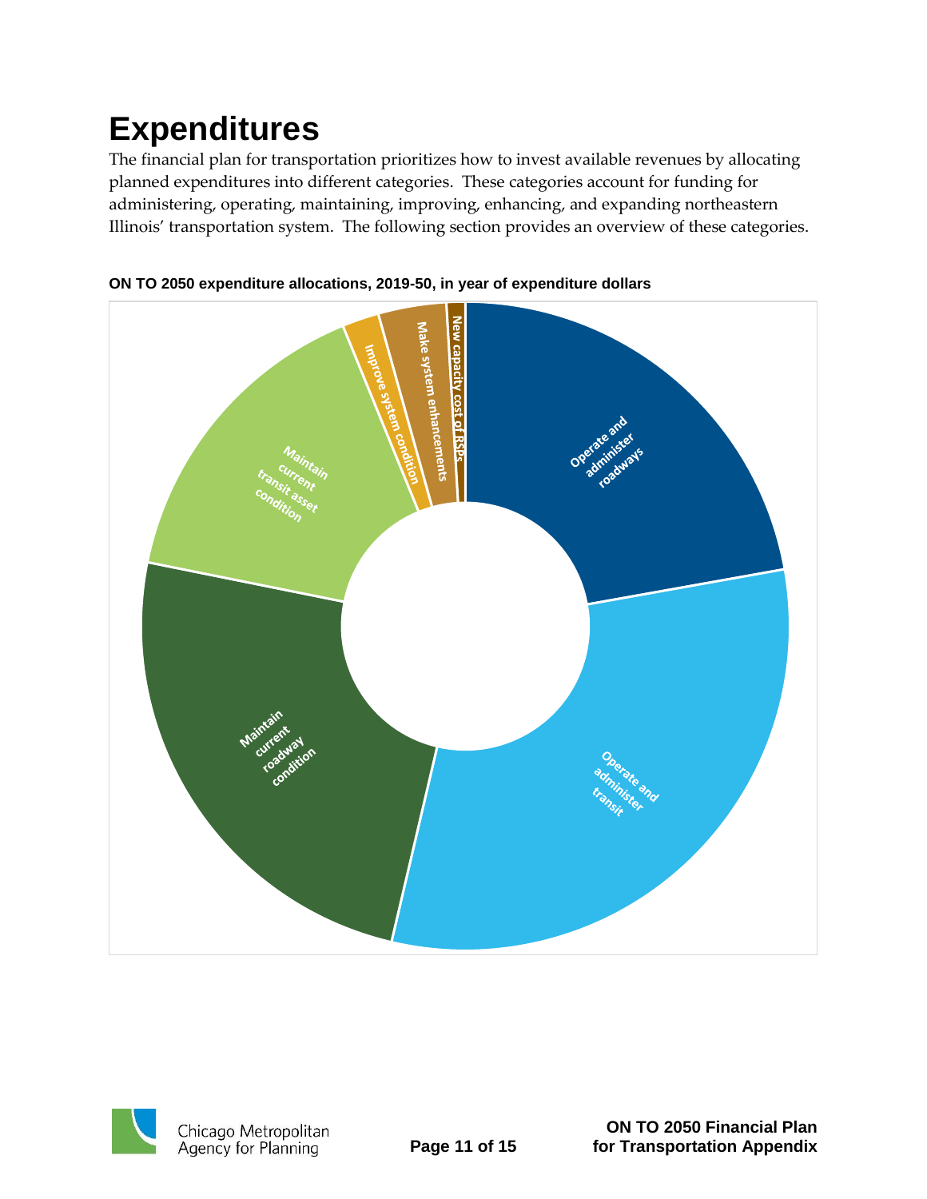# Expenditures

The financial plan for transportation prioritizes how to invest available revenues by allocating planned expenditures into different categories. These categories account for funding for administering, operating, maintaining, improving, enhancing, and expanding northeastern Illinois' transportation system. The following section provides an overview of these categories.

**ON TO 2050 expenditure allocations, 2019-50, in year of expenditure dollars**

- Operate and administer roadways
- Operate and administer transit
- Maintain current roadway condition
- Maintain current transit asset condition
- Improve system condition
- Make system enhancements
- New capacity cost of RSPs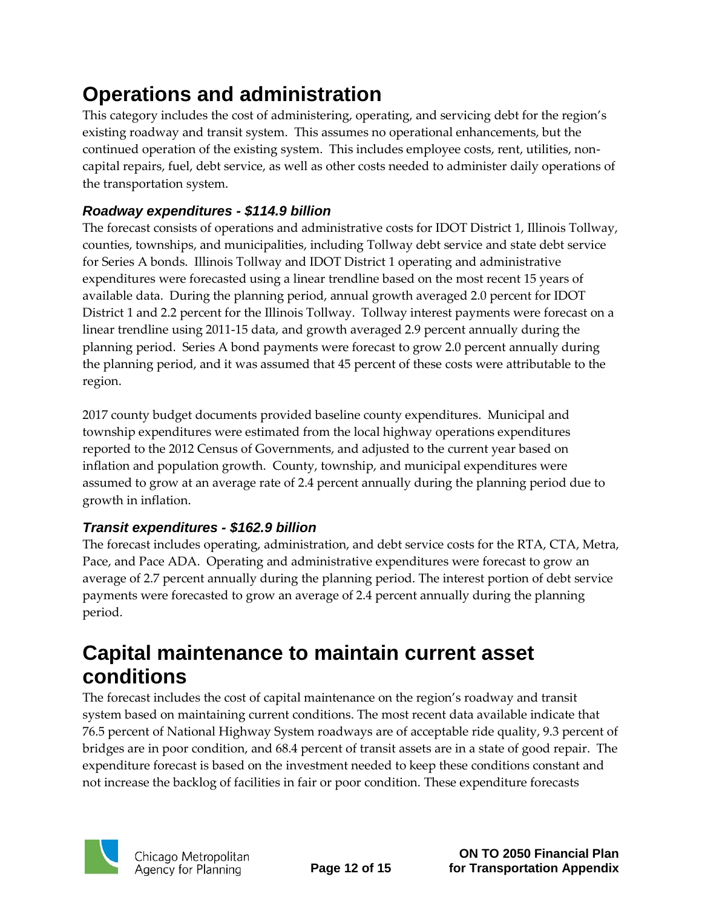# Operations and administration

This category includes the cost of administering, operating, and servicing debt for the region's existing roadway and transit system. This assumes no operational enhancements, but the continued operation of the existing system. This includes employee costs, rent, utilities, non-capital repairs, fuel, debt service, as well as other costs needed to administer daily operations of the transportation system.

### *Roadway expenditures - $114.9 billion*

The forecast consists of operations and administrative costs for IDOT District 1, Illinois Tollway, counties, townships, and municipalities, including Tollway debt service and state debt service for Series A bonds. Illinois Tollway and IDOT District 1 operating and administrative expenditures were forecasted using a linear trendline based on the most recent 15 years of available data. During the planning period, annual growth averaged 2.0 percent for IDOT District 1 and 2.2 percent for the Illinois Tollway. Tollway interest payments were forecast on a linear trendline using 2011-15 data, and growth averaged 2.9 percent annually during the planning period. Series A bond payments were forecast to grow 2.0 percent annually during the planning period, and it was assumed that 45 percent of these costs were attributable to the region.

2017 county budget documents provided baseline county expenditures. Municipal and township expenditures were estimated from the local highway operations expenditures reported to the 2012 Census of Governments, and adjusted to the current year based on inflation and population growth. County, township, and municipal expenditures were assumed to grow at an average rate of 2.4 percent annually during the planning period due to growth in inflation.

### *Transit expenditures - $162.9 billion*

The forecast includes operating, administration, and debt service costs for the RTA, CTA, Metra, Pace, and Pace ADA. Operating and administrative expenditures were forecast to grow an average of 2.7 percent annually during the planning period. The interest portion of debt service payments were forecasted to grow an average of 2.4 percent annually during the planning period.

# Capital maintenance to maintain current asset conditions

The forecast includes the cost of capital maintenance on the region's roadway and transit system based on maintaining current conditions. The most recent data available indicate that 76.5 percent of National Highway System roadways are of acceptable ride quality, 9.3 percent of bridges are in poor condition, and 68.4 percent of transit assets are in a state of good repair. The expenditure forecast is based on the investment needed to keep these conditions constant and not increase the backlog of facilities in fair or poor condition. These expenditure forecasts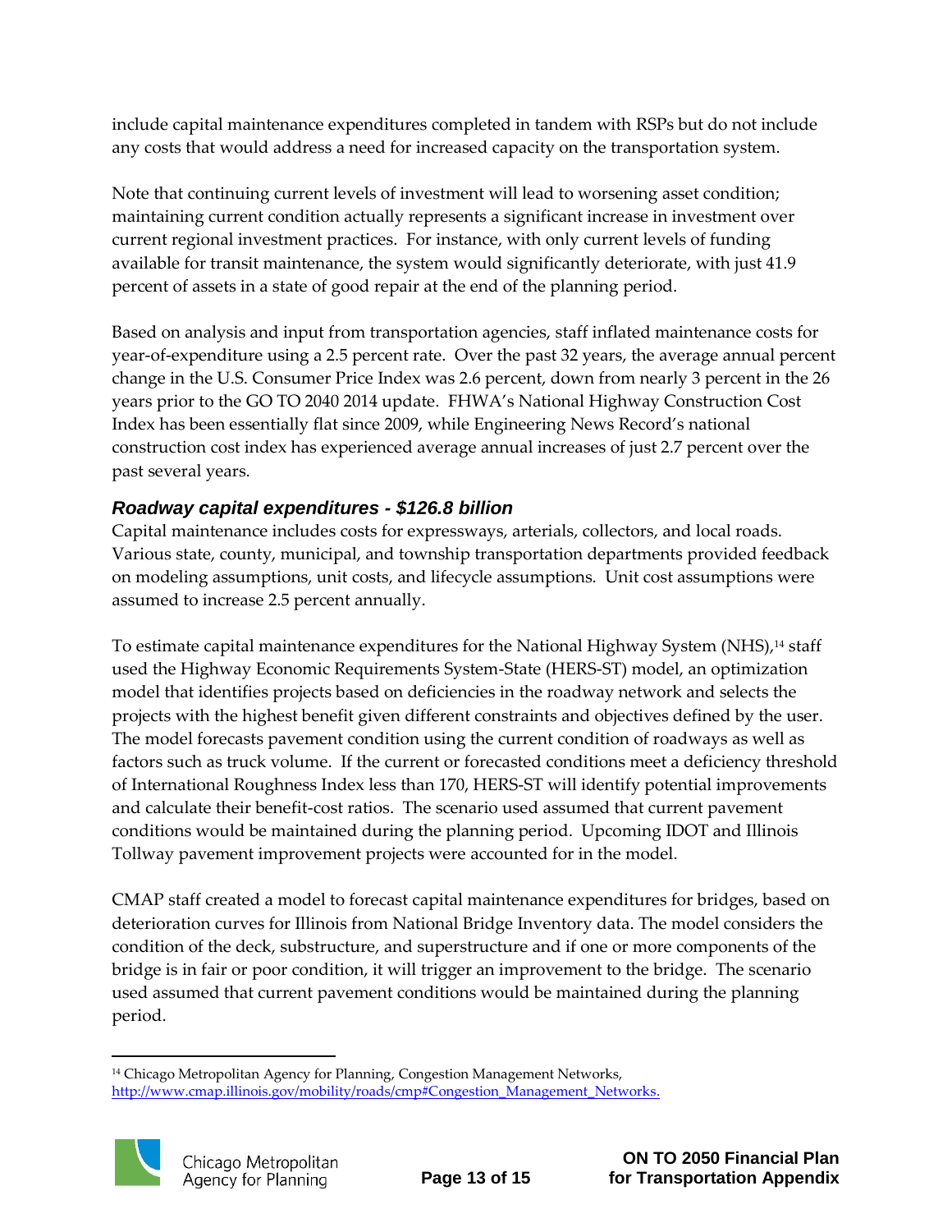include capital maintenance expenditures completed in tandem with RSPs but do not include any costs that would address a need for increased capacity on the transportation system.

Note that continuing current levels of investment will lead to worsening asset condition; maintaining current condition actually represents a significant increase in investment over current regional investment practices. For instance, with only current levels of funding available for transit maintenance, the system would significantly deteriorate, with just 41.9 percent of assets in a state of good repair at the end of the planning period.

Based on analysis and input from transportation agencies, staff inflated maintenance costs for year-of-expenditure using a 2.5 percent rate. Over the past 32 years, the average annual percent change in the U.S. Consumer Price Index was 2.6 percent, down from nearly 3 percent in the 26 years prior to the GO TO 2040 2014 update. FHWA's National Highway Construction Cost Index has been essentially flat since 2009, while Engineering News Record's national construction cost index has experienced average annual increases of just 2.7 percent over the past several years.

### *Roadway capital expenditures - $126.8 billion*

Capital maintenance includes costs for expressways, arterials, collectors, and local roads. Various state, county, municipal, and township transportation departments provided feedback on modeling assumptions, unit costs, and lifecycle assumptions. Unit cost assumptions were assumed to increase 2.5 percent annually.

To estimate capital maintenance expenditures for the National Highway System (NHS),[14] staff used the Highway Economic Requirements System-State (HERS-ST) model, an optimization model that identifies projects based on deficiencies in the roadway network and selects the projects with the highest benefit given different constraints and objectives defined by the user. The model forecasts pavement condition using the current condition of roadways as well as factors such as truck volume. If the current or forecasted conditions meet a deficiency threshold of International Roughness Index less than 170, HERS-ST will identify potential improvements and calculate their benefit-cost ratios. The scenario used assumed that current pavement conditions would be maintained during the planning period. Upcoming IDOT and Illinois Tollway pavement improvement projects were accounted for in the model.

CMAP staff created a model to forecast capital maintenance expenditures for bridges, based on deterioration curves for Illinois from National Bridge Inventory data. The model considers the condition of the deck, substructure, and superstructure and if one or more components of the bridge is in fair or poor condition, it will trigger an improvement to the bridge. The scenario used assumed that current pavement conditions would be maintained during the planning period.

---

[14] Chicago Metropolitan Agency for Planning, Congestion Management Networks, http://www.cmap.illinois.gov/mobility/roads/cmp#Congestion_Management_Networks.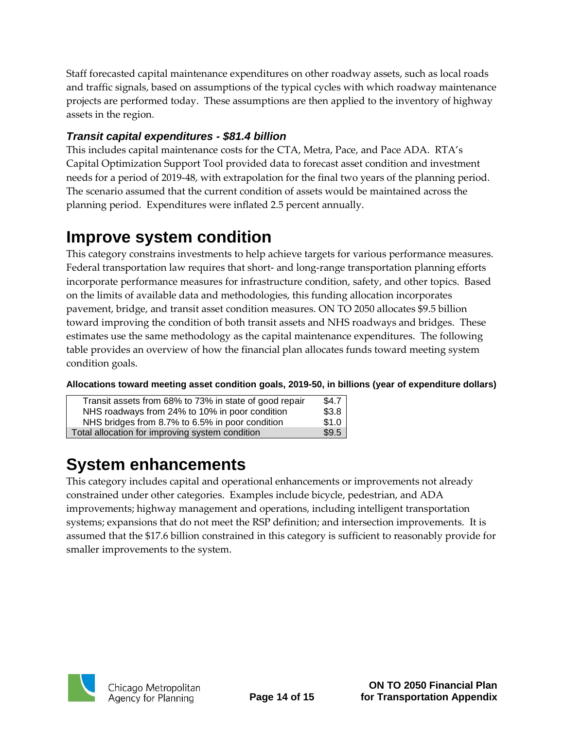Staff forecasted capital maintenance expenditures on other roadway assets, such as local roads and traffic signals, based on assumptions of the typical cycles with which roadway maintenance projects are performed today. These assumptions are then applied to the inventory of highway assets in the region.

### *Transit capital expenditures - $81.4 billion*

This includes capital maintenance costs for the CTA, Metra, Pace, and Pace ADA. RTA's Capital Optimization Support Tool provided data to forecast asset condition and investment needs for a period of 2019-48, with extrapolation for the final two years of the planning period. The scenario assumed that the current condition of assets would be maintained across the planning period. Expenditures were inflated 2.5 percent annually.

## Improve system condition

This category constrains investments to help achieve targets for various performance measures. Federal transportation law requires that short- and long-range transportation planning efforts incorporate performance measures for infrastructure condition, safety, and other topics. Based on the limits of available data and methodologies, this funding allocation incorporates pavement, bridge, and transit asset condition measures. ON TO 2050 allocates $9.5 billion toward improving the condition of both transit assets and NHS roadways and bridges. These estimates use the same methodology as the capital maintenance expenditures. The following table provides an overview of how the financial plan allocates funds toward meeting system condition goals.

**Allocations toward meeting asset condition goals, 2019-50, in billions (year of expenditure dollars)**

| Category | Amount |
|---|---|
| Transit assets from 68% to 73% in state of good repair | $4.7 |
| NHS roadways from 24% to 10% in poor condition | $3.8 |
| NHS bridges from 8.7% to 6.5% in poor condition | $1.0 |
| Total allocation for improving system condition | $9.5 |

## System enhancements

This category includes capital and operational enhancements or improvements not already constrained under other categories. Examples include bicycle, pedestrian, and ADA improvements; highway management and operations, including intelligent transportation systems; expansions that do not meet the RSP definition; and intersection improvements. It is assumed that the $17.6 billion constrained in this category is sufficient to reasonably provide for smaller improvements to the system.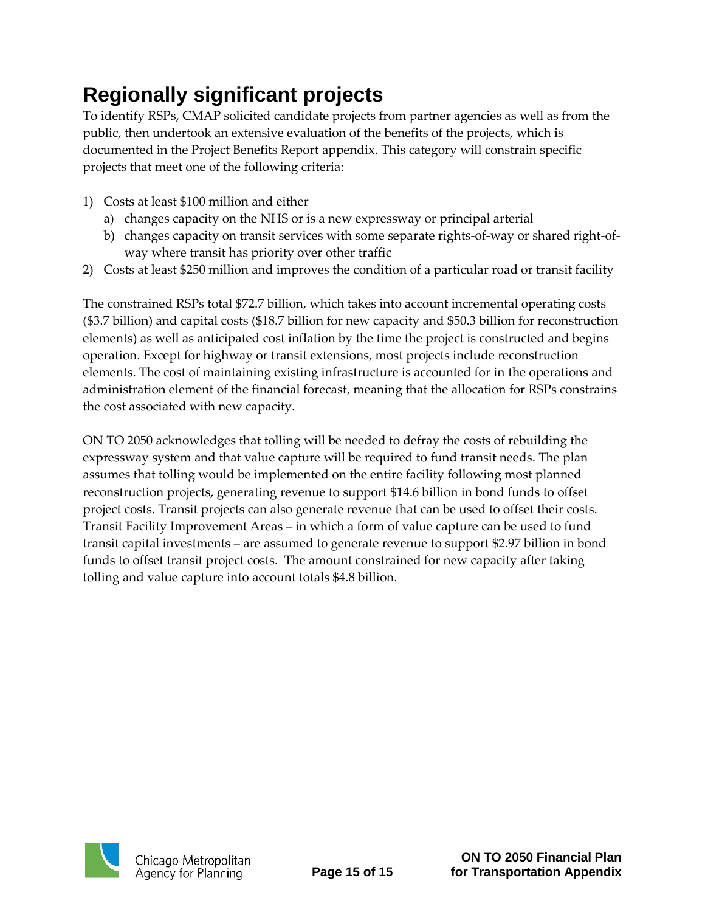## Regionally significant projects

To identify RSPs, CMAP solicited candidate projects from partner agencies as well as from the public, then undertook an extensive evaluation of the benefits of the projects, which is documented in the Project Benefits Report appendix. This category will constrain specific projects that meet one of the following criteria:

1) Costs at least $100 million and either
   a) changes capacity on the NHS or is a new expressway or principal arterial
   b) changes capacity on transit services with some separate rights-of-way or shared right-of-way where transit has priority over other traffic
2) Costs at least $250 million and improves the condition of a particular road or transit facility

The constrained RSPs total $72.7 billion, which takes into account incremental operating costs ($3.7 billion) and capital costs ($18.7 billion for new capacity and $50.3 billion for reconstruction elements) as well as anticipated cost inflation by the time the project is constructed and begins operation. Except for highway or transit extensions, most projects include reconstruction elements. The cost of maintaining existing infrastructure is accounted for in the operations and administration element of the financial forecast, meaning that the allocation for RSPs constrains the cost associated with new capacity.

ON TO 2050 acknowledges that tolling will be needed to defray the costs of rebuilding the expressway system and that value capture will be required to fund transit needs. The plan assumes that tolling would be implemented on the entire facility following most planned reconstruction projects, generating revenue to support $14.6 billion in bond funds to offset project costs. Transit projects can also generate revenue that can be used to offset their costs. Transit Facility Improvement Areas – in which a form of value capture can be used to fund transit capital investments – are assumed to generate revenue to support $2.97 billion in bond funds to offset transit project costs. The amount constrained for new capacity after taking tolling and value capture into account totals $4.8 billion.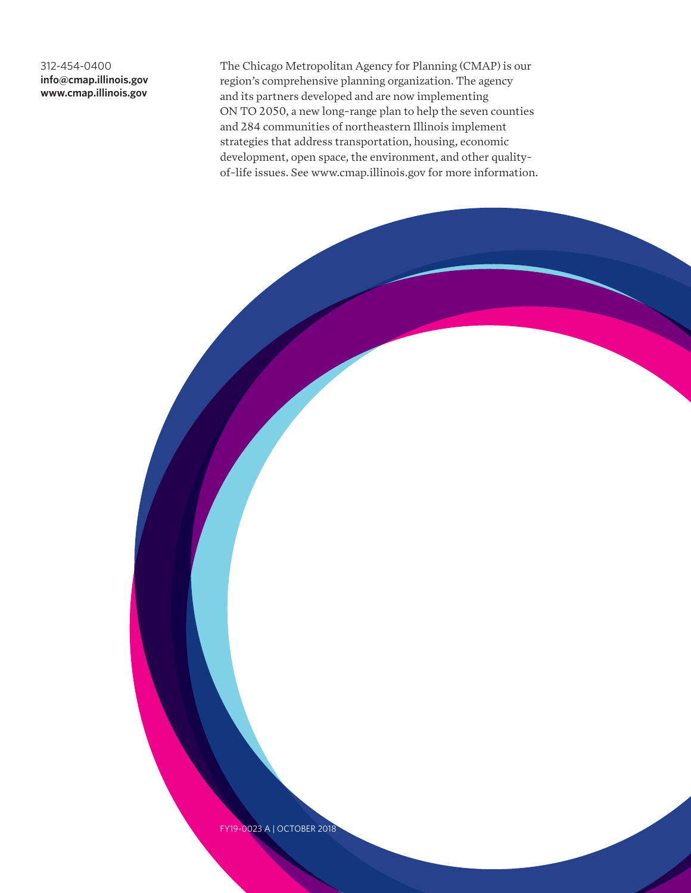312-454-0400
**info@cmap.illinois.gov**
**www.cmap.illinois.gov**

The Chicago Metropolitan Agency for Planning (CMAP) is our region's comprehensive planning organization. The agency and its partners developed and are now implementing ON TO 2050, a new long-range plan to help the seven counties and 284 communities of northeastern Illinois implement strategies that address transportation, housing, economic development, open space, the environment, and other quality-of-life issues. See www.cmap.illinois.gov for more information.

FY19-0023 A | OCTOBER 2018